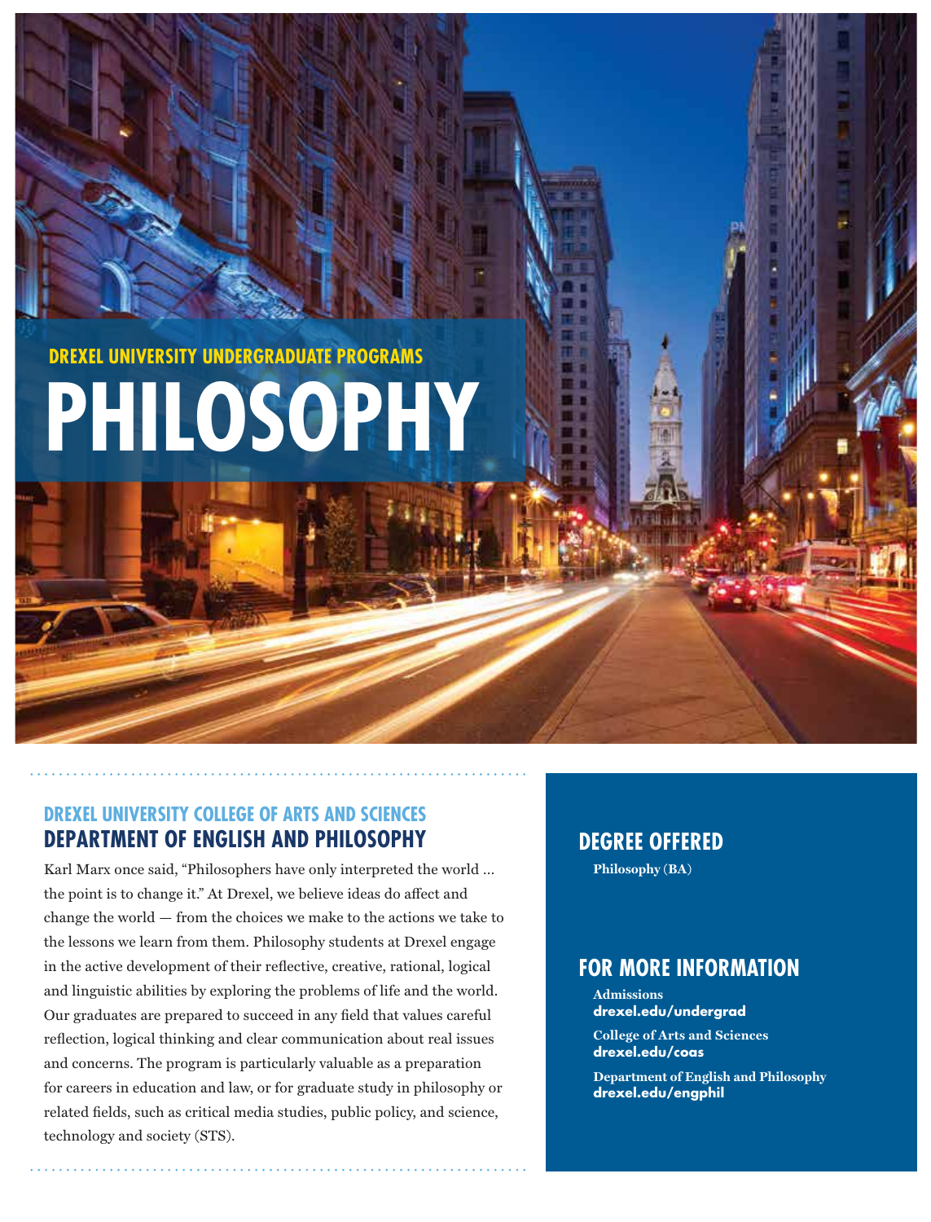DREXEL UNIVERSITY UNDERGRADUATE PROGRAMS

# PHILOSOPHY

### DREXEL UNIVERSITY COLLEGE OF ARTS AND SCIENCES

## DEPARTMENT OF ENGLISH AND PHILOSOPHY

Karl Marx once said, "Philosophers have only interpreted the world ... the point is to change it." At Drexel, we believe ideas do affect and change the world — from the choices we make to the actions we take to the lessons we learn from them. Philosophy students at Drexel engage in the active development of their reflective, creative, rational, logical and linguistic abilities by exploring the problems of life and the world. Our graduates are prepared to succeed in any field that values careful reflection, logical thinking and clear communication about real issues and concerns. The program is particularly valuable as a preparation for careers in education and law, or for graduate study in philosophy or related fields, such as critical media studies, public policy, and science, technology and society (STS).

## DEGREE OFFERED

**Philosophy (BA)**

## FOR MORE INFORMATION

**Admissions**
**drexel.edu/undergrad**

**College of Arts and Sciences**
**drexel.edu/coas**

**Department of English and Philosophy**
**drexel.edu/engphil**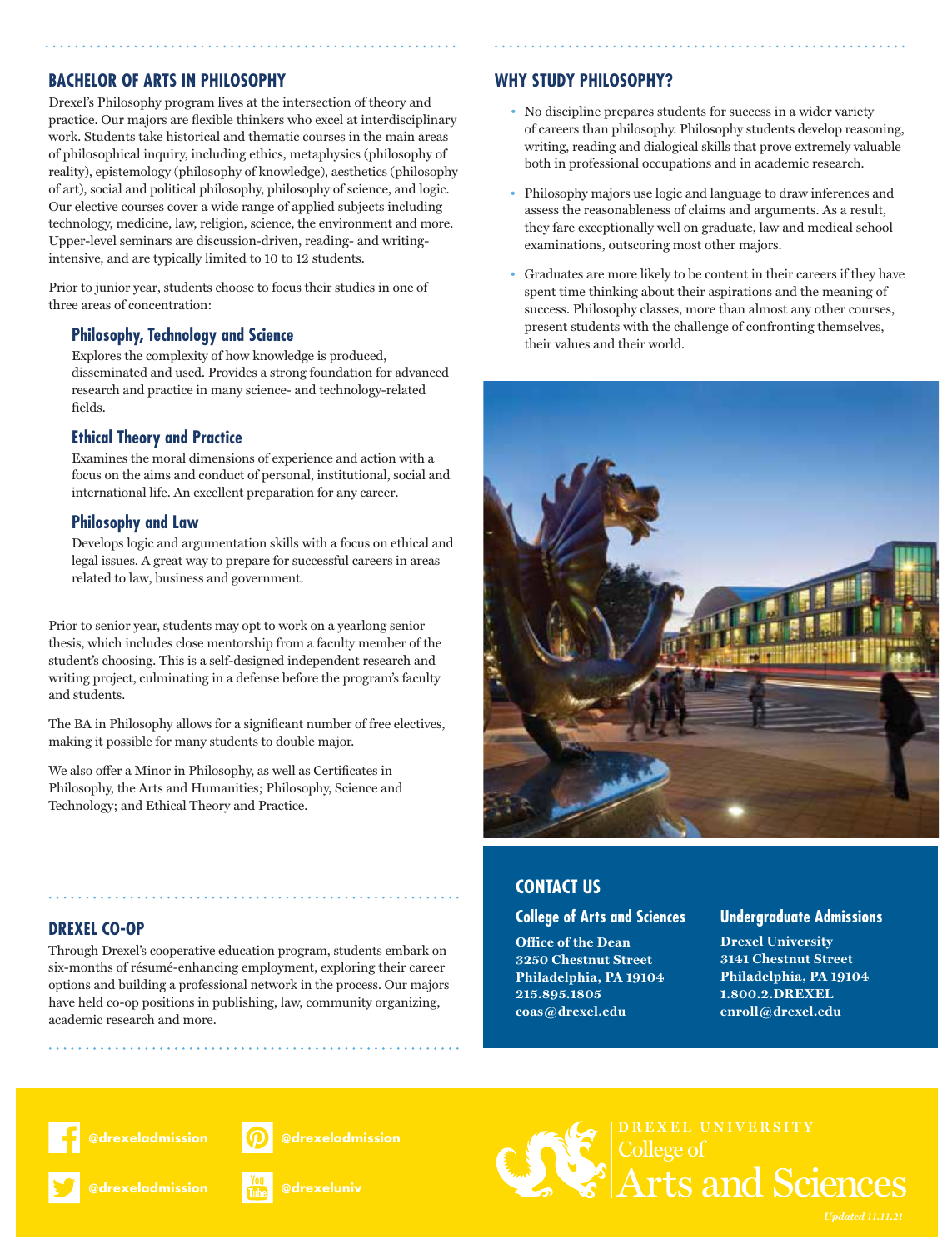## BACHELOR OF ARTS IN PHILOSOPHY

Drexel's Philosophy program lives at the intersection of theory and practice. Our majors are flexible thinkers who excel at interdisciplinary work. Students take historical and thematic courses in the main areas of philosophical inquiry, including ethics, metaphysics (philosophy of reality), epistemology (philosophy of knowledge), aesthetics (philosophy of art), social and political philosophy, philosophy of science, and logic. Our elective courses cover a wide range of applied subjects including technology, medicine, law, religion, science, the environment and more. Upper-level seminars are discussion-driven, reading- and writing-intensive, and are typically limited to 10 to 12 students.

Prior to junior year, students choose to focus their studies in one of three areas of concentration:

### Philosophy, Technology and Science

Explores the complexity of how knowledge is produced, disseminated and used. Provides a strong foundation for advanced research and practice in many science- and technology-related fields.

### Ethical Theory and Practice

Examines the moral dimensions of experience and action with a focus on the aims and conduct of personal, institutional, social and international life. An excellent preparation for any career.

### Philosophy and Law

Develops logic and argumentation skills with a focus on ethical and legal issues. A great way to prepare for successful careers in areas related to law, business and government.

Prior to senior year, students may opt to work on a yearlong senior thesis, which includes close mentorship from a faculty member of the student's choosing. This is a self-designed independent research and writing project, culminating in a defense before the program's faculty and students.

The BA in Philosophy allows for a significant number of free electives, making it possible for many students to double major.

We also offer a Minor in Philosophy, as well as Certificates in Philosophy, the Arts and Humanities; Philosophy, Science and Technology; and Ethical Theory and Practice.

## DREXEL CO-OP

Through Drexel's cooperative education program, students embark on six-months of résumé-enhancing employment, exploring their career options and building a professional network in the process. Our majors have held co-op positions in publishing, law, community organizing, academic research and more.

## WHY STUDY PHILOSOPHY?

- No discipline prepares students for success in a wider variety of careers than philosophy. Philosophy students develop reasoning, writing, reading and dialogical skills that prove extremely valuable both in professional occupations and in academic research.
- Philosophy majors use logic and language to draw inferences and assess the reasonableness of claims and arguments. As a result, they fare exceptionally well on graduate, law and medical school examinations, outscoring most other majors.
- Graduates are more likely to be content in their careers if they have spent time thinking about their aspirations and the meaning of success. Philosophy classes, more than almost any other courses, present students with the challenge of confronting themselves, their values and their world.

## CONTACT US

### College of Arts and Sciences

**Office of the Dean**
**3250 Chestnut Street**
**Philadelphia, PA 19104**
**215.895.1805**
**coas@drexel.edu**

### Undergraduate Admissions

**Drexel University**
**3141 Chestnut Street**
**Philadelphia, PA 19104**
**1.800.2.DREXEL**
**enroll@drexel.edu**

@drexeladmission
@drexeladmission
@drexeladmission
@drexeluniv

DREXEL UNIVERSITY
College of Arts and Sciences

*Updated 11.11.21*